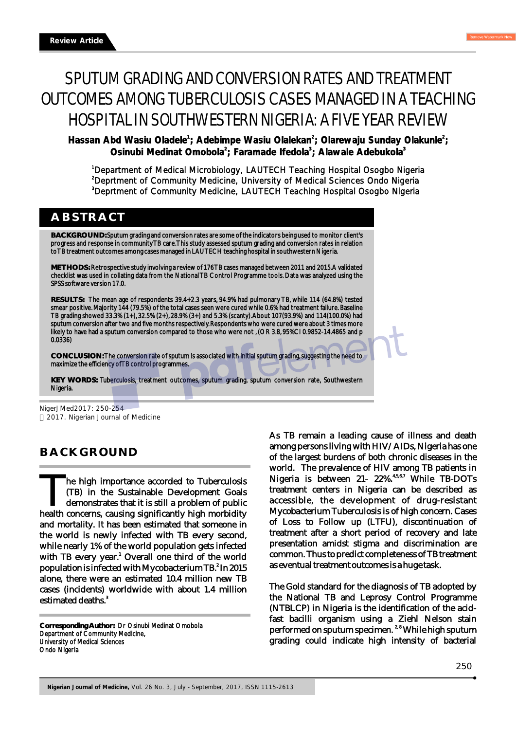Review Article

# SPUTUM GRADING AND CONVERSION RATES AND TREATMENT OUTCOMES AMONG TUBERCULOSIS CASES MANAGED IN A TEACHING HOSPITAL IN SOUTHWESTERN NIGERIA: A FIVE YEAR REVIEW

**Hassan Abd Wasiu Oladele[1]; Adebimpe Wasiu Olalekan[2]; Olarewaju Sunday Olakunle[2]; Osinubi Medinat Omobola[2]; Faramade Ifedola[3]; Alawale Adebukola[3]**

[1]Department of Medical Microbiology, LAUTECH Teaching Hospital Osogbo Nigeria
[2]Deprtment of Community Medicine, University of Medical Sciences Ondo Nigeria
[3]Deprtment of Community Medicine, LAUTECH Teaching Hospital Osogbo Nigeria

## ABSTRACT

**BACKGROUND:** Sputum grading and conversion rates are some of the indicators being used to monitor client's progress and response in community TB care. This study assessed sputum grading and conversion rates in relation to TB treatment outcomes among cases managed in LAUTECH teaching hospital in southwestern Nigeria.

**METHODS:** Retrospective study involving a review of 176 TB cases managed between 2011 and 2015. A validated checklist was used in collating data from the National TB Control Programme tools. Data was analyzed using the SPSS software version 17.0.

**RESULTS:** The mean age of respondents 39.4+2.3 years, 94.9% had pulmonary TB, while 114 (64.8%) tested smear positive. Majority 144 (79.5%) of the total cases seen were cured while 0.6% had treatment failure. Baseline TB grading showed 33.3% (1+), 32.5% (2+), 28.9% (3+) and 5.3% (scanty). About 107 (93.9%) and 114 (100.0%) had sputum conversion after two and five months respectively. Respondents who were cured were about 3 times more likely to have had a sputum conversion compared to those who were not, (OR 3.8, 95%CI 0.9852-14.4865 and p 0.0336)

**CONCLUSION:** The conversion rate of sputum is associated with initial sputum grading, suggesting the need to maximize the efficiency of TB control programmes.

**KEY WORDS:** Tuberculosis, treatment outcomes, sputum grading, sputum conversion rate, Southwestern Nigeria.

NigerJ Med 2017: 250-254
© 2017. Nigerian Journal of Medicine

## BACKGROUND

The high importance accorded to Tuberculosis (TB) in the Sustainable Development Goals demonstrates that it is still a problem of public health concerns, causing significantly high morbidity and mortality. It has been estimated that someone in the world is newly infected with TB every second, while nearly 1% of the world population gets infected with TB every year.[1] Overall one third of the world population is infected with Mycobacterium TB.[2] In 2015 alone, there were an estimated 10.4 million new TB cases (incidents) worldwide with about 1.4 million estimated deaths.[3]

**Corresponding Author:** Dr Osinubi Medinat Omobola
Department of Community Medicine,
University of Medical Sciences
Ondo Nigeria

As TB remain a leading cause of illness and death among persons living with HIV/AIDs, Nigeria has one of the largest burdens of both chronic diseases in the world. The prevalence of HIV among TB patients in Nigeria is between 21- 22%.[4,5,6,7] While TB-DOTs treatment centers in Nigeria can be described as accessible, the development of drug-resistant Mycobacterium Tuberculosis is of high concern. Cases of Loss to Follow up (LTFU), discontinuation of treatment after a short period of recovery and late presentation amidst stigma and discrimination are common. Thus to predict completeness of TB treatment as eventual treatment outcomes is a huge task.

The Gold standard for the diagnosis of TB adopted by the National TB and Leprosy Control Programme (NTBLCP) in Nigeria is the identification of the acid-fast bacilli organism using a Ziehl Nelson stain performed on sputum specimen.[2,8] While high sputum grading could indicate high intensity of bacterial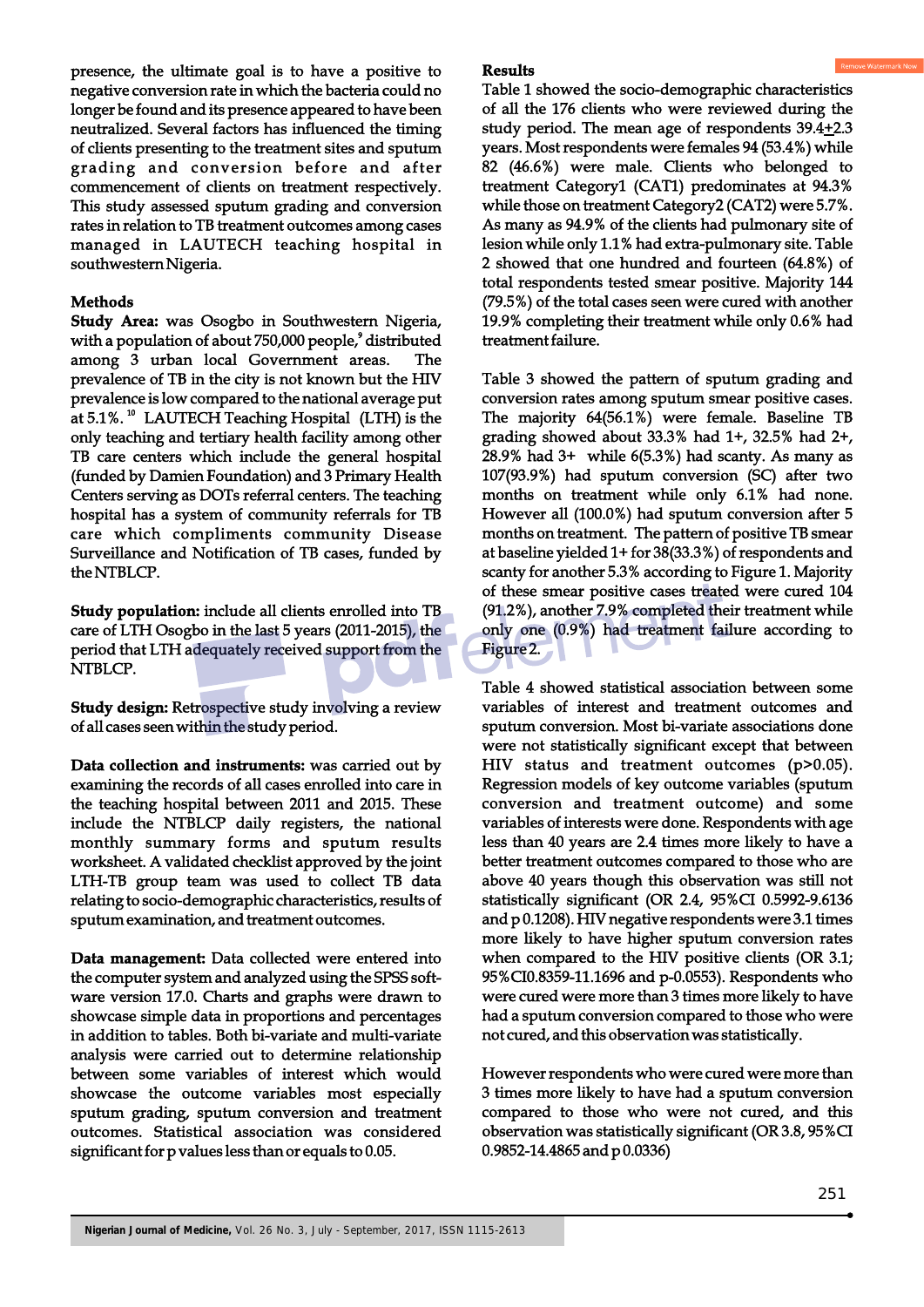presence, the ultimate goal is to have a positive to negative conversion rate in which the bacteria could no longer be found and its presence appeared to have been neutralized. Several factors has influenced the timing of clients presenting to the treatment sites and sputum grading and conversion before and after commencement of clients on treatment respectively. This study assessed sputum grading and conversion rates in relation to TB treatment outcomes among cases managed in LAUTECH teaching hospital in southwestern Nigeria.

**Methods**

**Study Area:** was Osogbo in Southwestern Nigeria, with a population of about 750,000 people,[9] distributed among 3 urban local Government areas. The prevalence of TB in the city is not known but the HIV prevalence is low compared to the national average put at 5.1%.[10] LAUTECH Teaching Hospital (LTH) is the only teaching and tertiary health facility among other TB care centers which include the general hospital (funded by Damien Foundation) and 3 Primary Health Centers serving as DOTs referral centers. The teaching hospital has a system of community referrals for TB care which compliments community Disease Surveillance and Notification of TB cases, funded by the NTBLCP.

**Study population:** include all clients enrolled into TB care of LTH Osogbo in the last 5 years (2011-2015), the period that LTH adequately received support from the NTBLCP.

**Study design:** Retrospective study involving a review of all cases seen within the study period.

**Data collection and instruments:** was carried out by examining the records of all cases enrolled into care in the teaching hospital between 2011 and 2015. These include the NTBLCP daily registers, the national monthly summary forms and sputum results worksheet. A validated checklist approved by the joint LTH-TB group team was used to collect TB data relating to socio-demographic characteristics, results of sputum examination, and treatment outcomes.

**Data management:** Data collected were entered into the computer system and analyzed using the SPSS software version 17.0. Charts and graphs were drawn to showcase simple data in proportions and percentages in addition to tables. Both bi-variate and multi-variate analysis were carried out to determine relationship between some variables of interest which would showcase the outcome variables most especially sputum grading, sputum conversion and treatment outcomes. Statistical association was considered significant for p values less than or equals to 0.05.

**Results**

Table 1 showed the socio-demographic characteristics of all the 176 clients who were reviewed during the study period. The mean age of respondents 39.4$\pm$2.3 years. Most respondents were females 94 (53.4%) while 82 (46.6%) were male. Clients who belonged to treatment Category1 (CAT1) predominates at 94.3% while those on treatment Category2 (CAT2) were 5.7%. As many as 94.9% of the clients had pulmonary site of lesion while only 1.1% had extra-pulmonary site. Table 2 showed that one hundred and fourteen (64.8%) of total respondents tested smear positive. Majority 144 (79.5%) of the total cases seen were cured with another 19.9% completing their treatment while only 0.6% had treatment failure.

Table 3 showed the pattern of sputum grading and conversion rates among sputum smear positive cases. The majority 64(56.1%) were female. Baseline TB grading showed about 33.3% had 1+, 32.5% had 2+, 28.9% had 3+ while 6(5.3%) had scanty. As many as 107(93.9%) had sputum conversion (SC) after two months on treatment while only 6.1% had none. However all (100.0%) had sputum conversion after 5 months on treatment. The pattern of positive TB smear at baseline yielded 1+ for 38(33.3%) of respondents and scanty for another 5.3% according to Figure 1. Majority of these smear positive cases treated were cured 104 (91.2%), another 7.9% completed their treatment while only one (0.9%) had treatment failure according to Figure 2.

Table 4 showed statistical association between some variables of interest and treatment outcomes and sputum conversion. Most bi-variate associations done were not statistically significant except that between HIV status and treatment outcomes (p>0.05). Regression models of key outcome variables (sputum conversion and treatment outcome) and some variables of interests were done. Respondents with age less than 40 years are 2.4 times more likely to have a better treatment outcomes compared to those who are above 40 years though this observation was still not statistically significant (OR 2.4, 95%CI 0.5992-9.6136 and p 0.1208). HIV negative respondents were 3.1 times more likely to have higher sputum conversion rates when compared to the HIV positive clients (OR 3.1; 95%CI0.8359-11.1696 and p-0.0553). Respondents who were cured were more than 3 times more likely to have had a sputum conversion compared to those who were not cured, and this observation was statistically.

However respondents who were cured were more than 3 times more likely to have had a sputum conversion compared to those who were not cured, and this observation was statistically significant (OR 3.8, 95%CI 0.9852-14.4865 and p 0.0336)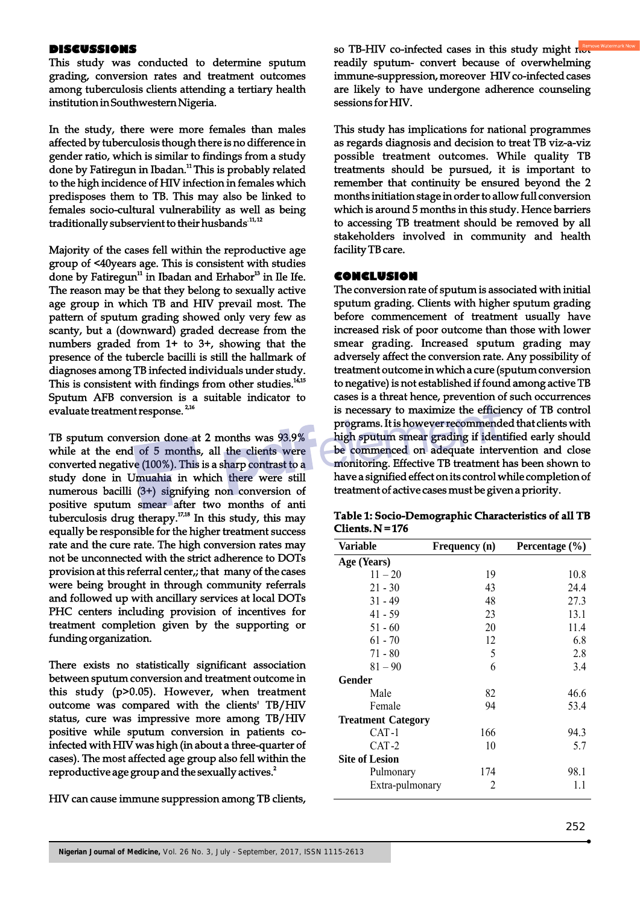## DISCUSSIONS

This study was conducted to determine sputum grading, conversion rates and treatment outcomes among tuberculosis clients attending a tertiary health institution in Southwestern Nigeria.

In the study, there were more females than males affected by tuberculosis though there is no difference in gender ratio, which is similar to findings from a study done by Fatiregun in Ibadan.[11] This is probably related to the high incidence of HIV infection in females which predisposes them to TB. This may also be linked to females socio-cultural vulnerability as well as being traditionally subservient to their husbands[11,12]

Majority of the cases fell within the reproductive age group of <40years age. This is consistent with studies done by Fatiregun[11] in Ibadan and Erhabor[13] in Ile Ife. The reason may be that they belong to sexually active age group in which TB and HIV prevail most. The pattern of sputum grading showed only very few as scanty, but a (downward) graded decrease from the numbers graded from 1+ to 3+, showing that the presence of the tubercle bacilli is still the hallmark of diagnoses among TB infected individuals under study. This is consistent with findings from other studies.[14,15] Sputum AFB conversion is a suitable indicator to evaluate treatment response.[2,16]

TB sputum conversion done at 2 months was 93.9% while at the end of 5 months, all the clients were converted negative (100%). This is a sharp contrast to a study done in Umuahia in which there were still numerous bacilli (3+) signifying non conversion of positive sputum smear after two months of anti tuberculosis drug therapy.[17,18] In this study, this may equally be responsible for the higher treatment success rate and the cure rate. The high conversion rates may not be unconnected with the strict adherence to DOTs provision at this referral center,; that many of the cases were being brought in through community referrals and followed up with ancillary services at local DOTs PHC centers including provision of incentives for treatment completion given by the supporting or funding organization.

There exists no statistically significant association between sputum conversion and treatment outcome in this study (p>0.05). However, when treatment outcome was compared with the clients' TB/HIV status, cure was impressive more among TB/HIV positive while sputum conversion in patients co-infected with HIV was high (in about a three-quarter of cases). The most affected age group also fell within the reproductive age group and the sexually actives.[2]

HIV can cause immune suppression among TB clients, so TB-HIV co-infected cases in this study might not readily sputum- convert because of overwhelming immune-suppression, moreover HIV co-infected cases are likely to have undergone adherence counseling sessions for HIV.

This study has implications for national programmes as regards diagnosis and decision to treat TB viz-a-viz possible treatment outcomes. While quality TB treatments should be pursued, it is important to remember that continuity be ensured beyond the 2 months initiation stage in order to allow full conversion which is around 5 months in this study. Hence barriers to accessing TB treatment should be removed by all stakeholders involved in community and health facility TB care.

## CONCLUSION

The conversion rate of sputum is associated with initial sputum grading. Clients with higher sputum grading before commencement of treatment usually have increased risk of poor outcome than those with lower smear grading. Increased sputum grading may adversely affect the conversion rate. Any possibility of treatment outcome in which a cure (sputum conversion to negative) is not established if found among active TB cases is a threat hence, prevention of such occurrences is necessary to maximize the efficiency of TB control programs. It is however recommended that clients with high sputum smear grading if identified early should be commenced on adequate intervention and close monitoring. Effective TB treatment has been shown to have a signified effect on its control while completion of treatment of active cases must be given a priority.

**Table 1: Socio-Demographic Characteristics of all TB Clients. N=176**

| Variable | Frequency (n) | Percentage (%) |
|---|---|---|
| **Age (Years)** | | |
| 11 – 20 | 19 | 10.8 |
| 21 - 30 | 43 | 24.4 |
| 31 - 49 | 48 | 27.3 |
| 41 - 59 | 23 | 13.1 |
| 51 - 60 | 20 | 11.4 |
| 61 - 70 | 12 | 6.8 |
| 71 - 80 | 5 | 2.8 |
| 81 – 90 | 6 | 3.4 |
| **Gender** | | |
| Male | 82 | 46.6 |
| Female | 94 | 53.4 |
| **Treatment Category** | | |
| CAT-1 | 166 | 94.3 |
| CAT-2 | 10 | 5.7 |
| **Site of Lesion** | | |
| Pulmonary | 174 | 98.1 |
| Extra-pulmonary | 2 | 1.1 |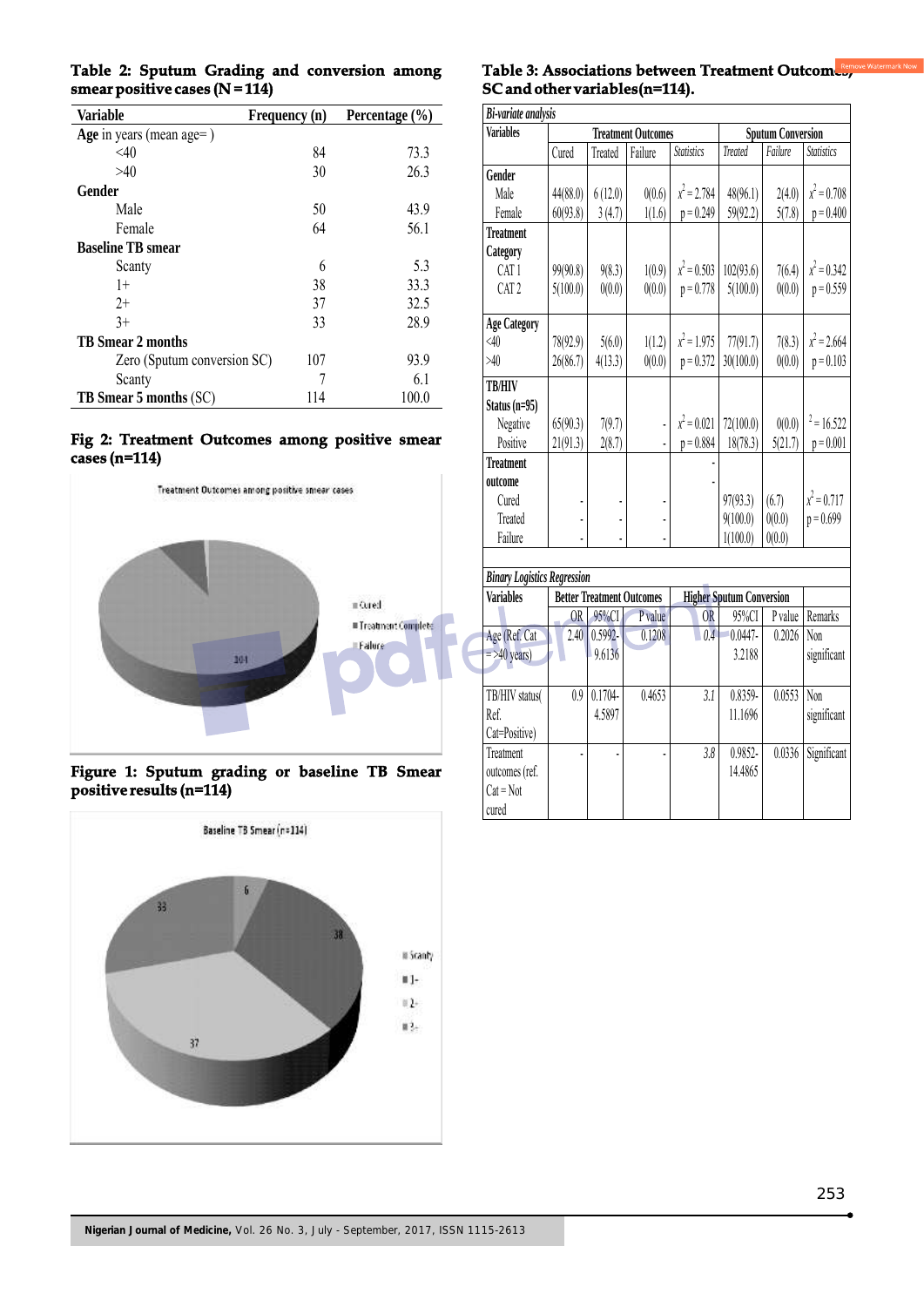**Table 2: Sputum Grading and conversion among smear positive cases (N = 114)**

| Variable | Frequency (n) | Percentage (%) |
|---|---|---|
| **Age** in years (mean age= ) | | |
| <40 | 84 | 73.3 |
| >40 | 30 | 26.3 |
| **Gender** | | |
| Male | 50 | 43.9 |
| Female | 64 | 56.1 |
| **Baseline TB smear** | | |
| Scanty | 6 | 5.3 |
| 1+ | 38 | 33.3 |
| 2+ | 37 | 32.5 |
| 3+ | 33 | 28.9 |
| **TB Smear 2 months** | | |
| Zero (Sputum conversion SC) | 107 | 93.9 |
| Scanty | 7 | 6.1 |
| **TB Smear 5 months (SC)** | 114 | 100.0 |

**Fig 2: Treatment Outcomes among positive smear cases (n=114)**

**Figure 1: Sputum grading or baseline TB Smear positive results (n=114)**

**Table 3: Associations between Treatment Outcomes, SC and other variables(n=114).**

*Bi-variate analysis*

| Variables | Treatment Outcomes | | | | Sputum Conversion | | |
|---|---|---|---|---|---|---|---|
| | Cured | Treated | Failure | Statistics | Treated | Failure | Statistics |
| **Gender** | | | | | | | |
| Male | 44(88.0) | 6 (12.0) | 0(0.6) | $x^2 = 2.784$ | 48(96.1) | 2(4.0) | $x^2 = 0.708$ |
| Female | 60(93.8) | 3 (4.7) | 1(1.6) | p = 0.249 | 59(92.2) | 5(7.8) | p = 0.400 |
| **Treatment Category** | | | | | | | |
| CAT 1 | 99(90.8) | 9(8.3) | 1(0.9) | $x^2 = 0.503$ | 102(93.6) | 7(6.4) | $x^2 = 0.342$ |
| CAT 2 | 5(100.0) | 0(0.0) | 0(0.0) | p = 0.778 | 5(100.0) | 0(0.0) | p = 0.559 |
| **Age Category** | | | | | | | |
| <40 | 78(92.9) | 5(6.0) | 1(1.2) | $x^2 = 1.975$ | 77(91.7) | 7(8.3) | $x^2 = 2.664$ |
| >40 | 26(86.7) | 4(13.3) | 0(0.0) | p = 0.372 | 30(100.0) | 0(0.0) | p = 0.103 |
| **TB/HIV Status (n=95)** | | | | | | | |
| Negative | 65(90.3) | 7(9.7) | - | $x^2 = 0.021$ | 72(100.0) | 0(0.0) | $^2 = 16.522$ |
| Positive | 21(91.3) | 2(8.7) | - | p = 0.884 | 18(78.3) | 5(21.7) | p = 0.001 |
| **Treatment outcome** | | | | - | | | |
| Cured | - | - | - | | 97(93.3) | (6.7) | $x^2 = 0.717$ |
| Treated | - | - | - | | 9(100.0) | 0(0.0) | p = 0.699 |
| Failure | - | - | - | | 1(100.0) | 0(0.0) | |

*Binary Logistics Regression*

| Variables | Better Treatment Outcomes | | | Higher Sputum Conversion | | | |
|---|---|---|---|---|---|---|---|
| | OR | 95%CI | P value | OR | 95%CI | P value | Remarks |
| Age (Ref. Cat = >40 years) | 2.40 | 0.5992-9.6136 | 0.1208 | 0.4 | 0.0447-3.2188 | 0.2026 | Non significant |
| TB/HIV status( Ref. Cat=Positive) | 0.9 | 0.1704-4.5897 | 0.4653 | 3.1 | 0.8359-11.1696 | 0.0553 | Non significant |
| Treatment outcomes (ref. Cat = Not cured | - | - | - | 3.8 | 0.9852-14.4865 | 0.0336 | Significant |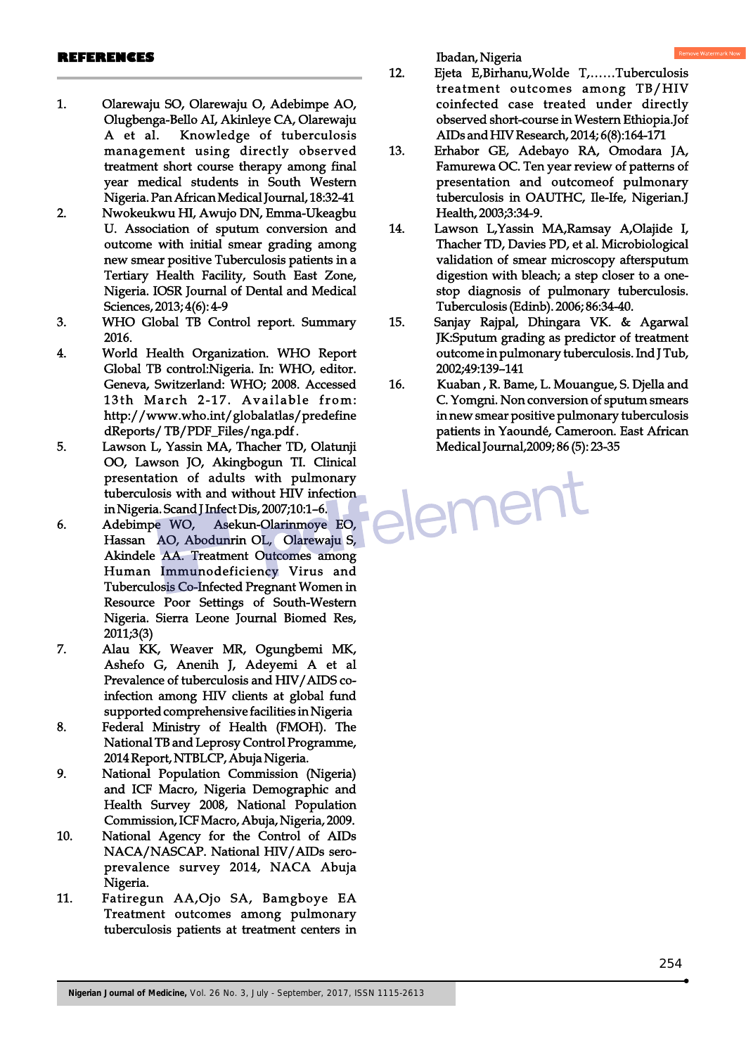## REFERENCES

1. Olarewaju SO, Olarewaju O, Adebimpe AO, Olugbenga-Bello AI, Akinleye CA, Olarewaju A et al. Knowledge of tuberculosis management using directly observed treatment short course therapy among final year medical students in South Western Nigeria. Pan African Medical Journal, 18:32-41
2. Nwokeukwu HI, Awujo DN, Emma-Ukeagbu U. Association of sputum conversion and outcome with initial smear grading among new smear positive Tuberculosis patients in a Tertiary Health Facility, South East Zone, Nigeria. IOSR Journal of Dental and Medical Sciences, 2013; 4(6): 4-9
3. WHO Global TB Control report. Summary 2016.
4. World Health Organization. WHO Report Global TB control:Nigeria. In: WHO, editor. Geneva, Switzerland: WHO; 2008. Accessed 13th March 2-17. Available from: http://www.who.int/globalatlas/predefinedReports/ TB/PDF_Files/nga.pdf .
5. Lawson L, Yassin MA, Thacher TD, Olatunji OO, Lawson JO, Akingbogun TI. Clinical presentation of adults with pulmonary tuberculosis with and without HIV infection in Nigeria. Scand J Infect Dis, 2007;10:1–6.
6. Adebimpe WO, Asekun-Olarinmoye EO, Hassan AO, Abodunrin OL, Olarewaju S, Akindele AA. Treatment Outcomes among Human Immunodeficiency Virus and Tuberculosis Co-Infected Pregnant Women in Resource Poor Settings of South-Western Nigeria. Sierra Leone Journal Biomed Res, 2011;3(3)
7. Alau KK, Weaver MR, Ogungbemi MK, Ashefo G, Anenih J, Adeyemi A et al Prevalence of tuberculosis and HIV/AIDS co-infection among HIV clients at global fund supported comprehensive facilities in Nigeria
8. Federal Ministry of Health (FMOH). The National TB and Leprosy Control Programme, 2014 Report, NTBLCP, Abuja Nigeria.
9. National Population Commission (Nigeria) and ICF Macro, Nigeria Demographic and Health Survey 2008, National Population Commission, ICF Macro, Abuja, Nigeria, 2009.
10. National Agency for the Control of AIDs NACA/NASCAP. National HIV/AIDs sero-prevalence survey 2014, NACA Abuja Nigeria.
11. Fatiregun AA,Ojo SA, Bamgboye EA Treatment outcomes among pulmonary tuberculosis patients at treatment centers in Ibadan, Nigeria
12. Ejeta E,Birhanu,Wolde T,……Tuberculosis treatment outcomes among TB/HIV coinfected case treated under directly observed short-course in Western Ethiopia.Jof AIDs and HIV Research, 2014; 6(8):164-171
13. Erhabor GE, Adebayo RA, Omodara JA, Famurewa OC. Ten year review of patterns of presentation and outcomeof pulmonary tuberculosis in OAUTHC, Ile-Ife, Nigerian.J Health, 2003;3:34-9.
14. Lawson L,Yassin MA,Ramsay A,Olajide I, Thacher TD, Davies PD, et al. Microbiological validation of smear microscopy aftersputum digestion with bleach; a step closer to a one-stop diagnosis of pulmonary tuberculosis. Tuberculosis (Edinb). 2006; 86:34-40.
15. Sanjay Rajpal, Dhingara VK. & Agarwal JK:Sputum grading as predictor of treatment outcome in pulmonary tuberculosis. Ind J Tub, 2002;49:139–141
16. Kuaban , R. Bame, L. Mouangue, S. Djella and C. Yomgni. Non conversion of sputum smears in new smear positive pulmonary tuberculosis patients in Yaoundé, Cameroon. East African Medical Journal,2009; 86 (5): 23-35